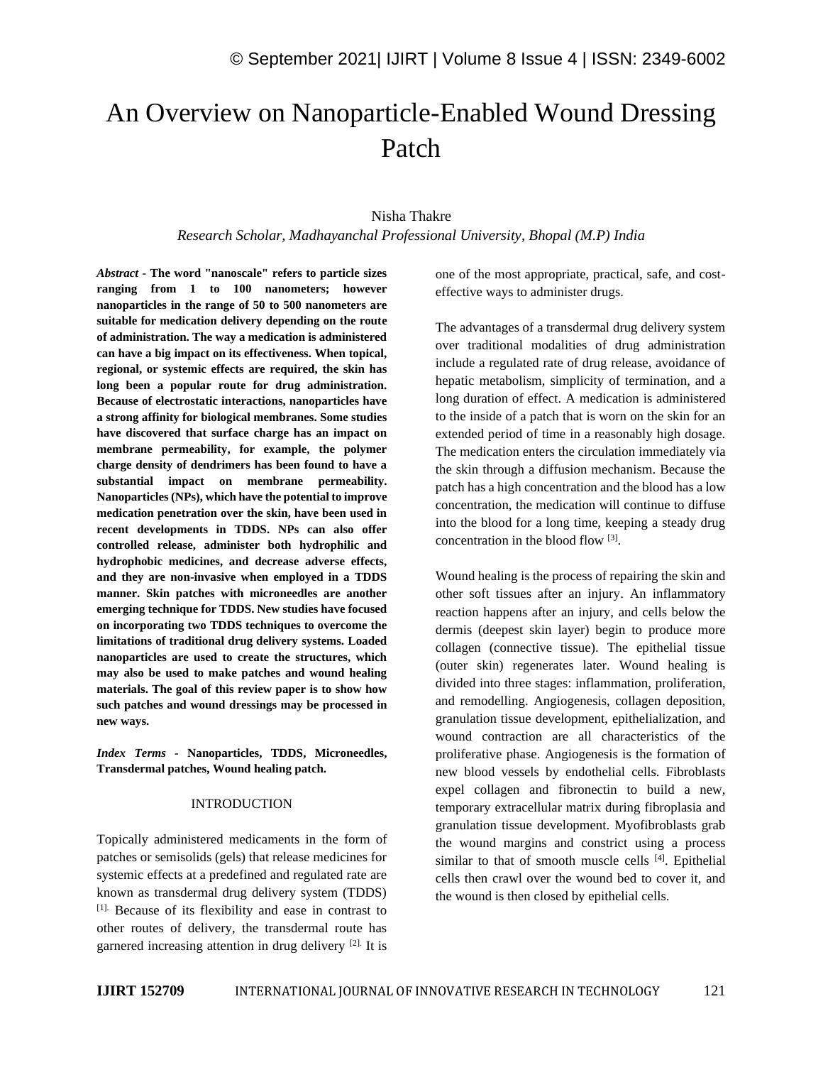# An Overview on Nanoparticle-Enabled Wound Dressing Patch

Nisha Thakre

*Research Scholar, Madhayanchal Professional University, Bhopal (M.P) India*

***Abstract*** **- The word "nanoscale" refers to particle sizes ranging from 1 to 100 nanometers; however nanoparticles in the range of 50 to 500 nanometers are suitable for medication delivery depending on the route of administration. The way a medication is administered can have a big impact on its effectiveness. When topical, regional, or systemic effects are required, the skin has long been a popular route for drug administration. Because of electrostatic interactions, nanoparticles have a strong affinity for biological membranes. Some studies have discovered that surface charge has an impact on membrane permeability, for example, the polymer charge density of dendrimers has been found to have a substantial impact on membrane permeability. Nanoparticles (NPs), which have the potential to improve medication penetration over the skin, have been used in recent developments in TDDS. NPs can also offer controlled release, administer both hydrophilic and hydrophobic medicines, and decrease adverse effects, and they are non-invasive when employed in a TDDS manner. Skin patches with microneedles are another emerging technique for TDDS. New studies have focused on incorporating two TDDS techniques to overcome the limitations of traditional drug delivery systems. Loaded nanoparticles are used to create the structures, which may also be used to make patches and wound healing materials. The goal of this review paper is to show how such patches and wound dressings may be processed in new ways.**

***Index Terms*** **- Nanoparticles, TDDS, Microneedles, Transdermal patches, Wound healing patch.**

## INTRODUCTION

Topically administered medicaments in the form of patches or semisolids (gels) that release medicines for systemic effects at a predefined and regulated rate are known as transdermal drug delivery system (TDDS) [1]. Because of its flexibility and ease in contrast to other routes of delivery, the transdermal route has garnered increasing attention in drug delivery [2]. It is one of the most appropriate, practical, safe, and cost-effective ways to administer drugs.

The advantages of a transdermal drug delivery system over traditional modalities of drug administration include a regulated rate of drug release, avoidance of hepatic metabolism, simplicity of termination, and a long duration of effect. A medication is administered to the inside of a patch that is worn on the skin for an extended period of time in a reasonably high dosage. The medication enters the circulation immediately via the skin through a diffusion mechanism. Because the patch has a high concentration and the blood has a low concentration, the medication will continue to diffuse into the blood for a long time, keeping a steady drug concentration in the blood flow [3].

Wound healing is the process of repairing the skin and other soft tissues after an injury. An inflammatory reaction happens after an injury, and cells below the dermis (deepest skin layer) begin to produce more collagen (connective tissue). The epithelial tissue (outer skin) regenerates later. Wound healing is divided into three stages: inflammation, proliferation, and remodelling. Angiogenesis, collagen deposition, granulation tissue development, epithelialization, and wound contraction are all characteristics of the proliferative phase. Angiogenesis is the formation of new blood vessels by endothelial cells. Fibroblasts expel collagen and fibronectin to build a new, temporary extracellular matrix during fibroplasia and granulation tissue development. Myofibroblasts grab the wound margins and constrict using a process similar to that of smooth muscle cells [4]. Epithelial cells then crawl over the wound bed to cover it, and the wound is then closed by epithelial cells.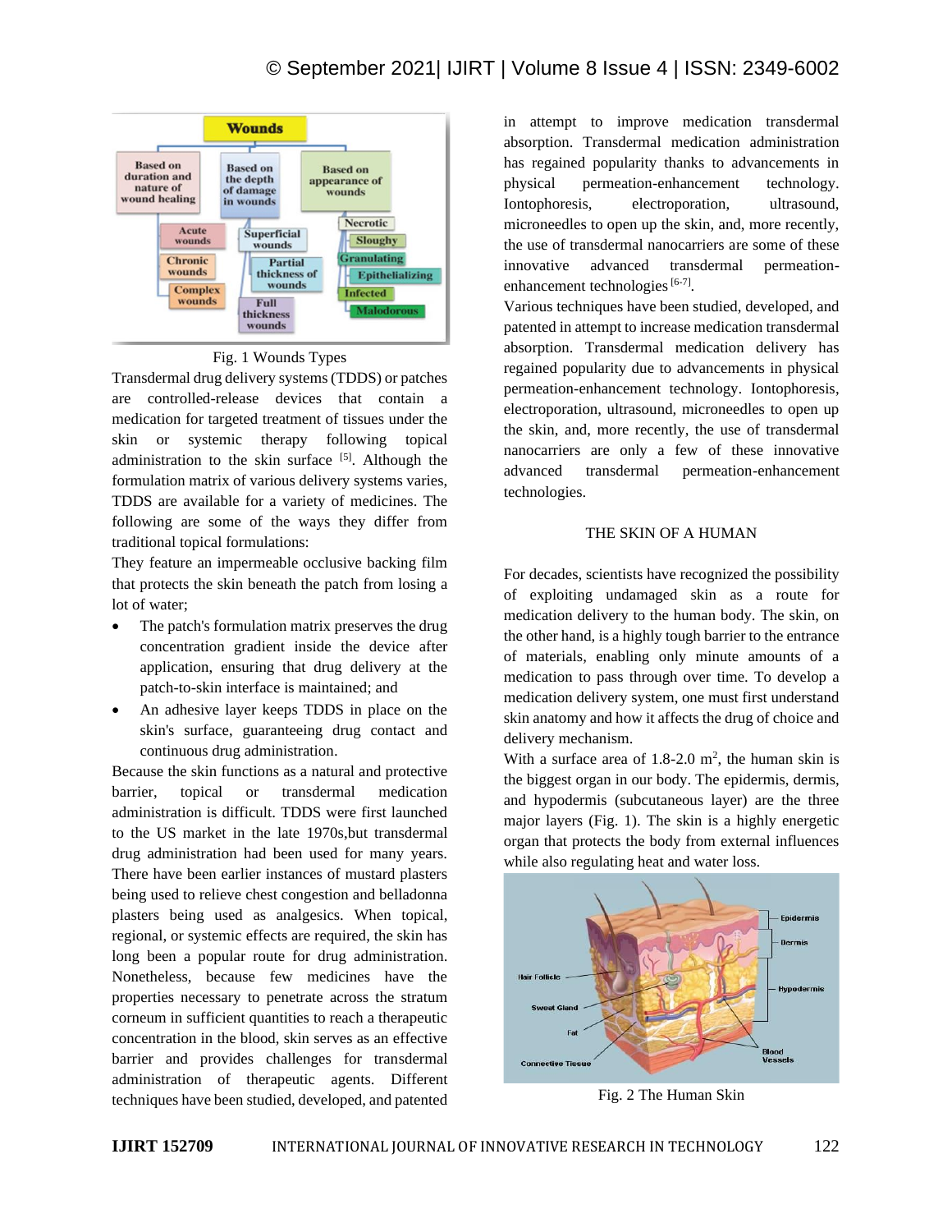Fig. 1 Wounds Types

Transdermal drug delivery systems (TDDS) or patches are controlled-release devices that contain a medication for targeted treatment of tissues under the skin or systemic therapy following topical administration to the skin surface [5]. Although the formulation matrix of various delivery systems varies, TDDS are available for a variety of medicines. The following are some of the ways they differ from traditional topical formulations:

They feature an impermeable occlusive backing film that protects the skin beneath the patch from losing a lot of water;

- The patch's formulation matrix preserves the drug concentration gradient inside the device after application, ensuring that drug delivery at the patch-to-skin interface is maintained; and
- An adhesive layer keeps TDDS in place on the skin's surface, guaranteeing drug contact and continuous drug administration.

Because the skin functions as a natural and protective barrier, topical or transdermal medication administration is difficult. TDDS were first launched to the US market in the late 1970s,but transdermal drug administration had been used for many years. There have been earlier instances of mustard plasters being used to relieve chest congestion and belladonna plasters being used as analgesics. When topical, regional, or systemic effects are required, the skin has long been a popular route for drug administration. Nonetheless, because few medicines have the properties necessary to penetrate across the stratum corneum in sufficient quantities to reach a therapeutic concentration in the blood, skin serves as an effective barrier and provides challenges for transdermal administration of therapeutic agents. Different techniques have been studied, developed, and patented in attempt to improve medication transdermal absorption. Transdermal medication administration has regained popularity thanks to advancements in physical permeation-enhancement technology. Iontophoresis, electroporation, ultrasound, microneedles to open up the skin, and, more recently, the use of transdermal nanocarriers are some of these innovative advanced transdermal permeation-enhancement technologies [6-7].

Various techniques have been studied, developed, and patented in attempt to increase medication transdermal absorption. Transdermal medication delivery has regained popularity due to advancements in physical permeation-enhancement technology. Iontophoresis, electroporation, ultrasound, microneedles to open up the skin, and, more recently, the use of transdermal nanocarriers are only a few of these innovative advanced transdermal permeation-enhancement technologies.

## THE SKIN OF A HUMAN

For decades, scientists have recognized the possibility of exploiting undamaged skin as a route for medication delivery to the human body. The skin, on the other hand, is a highly tough barrier to the entrance of materials, enabling only minute amounts of a medication to pass through over time. To develop a medication delivery system, one must first understand skin anatomy and how it affects the drug of choice and delivery mechanism.

With a surface area of 1.8-2.0 $m^2$, the human skin is the biggest organ in our body. The epidermis, dermis, and hypodermis (subcutaneous layer) are the three major layers (Fig. 1). The skin is a highly energetic organ that protects the body from external influences while also regulating heat and water loss.

Fig. 2 The Human Skin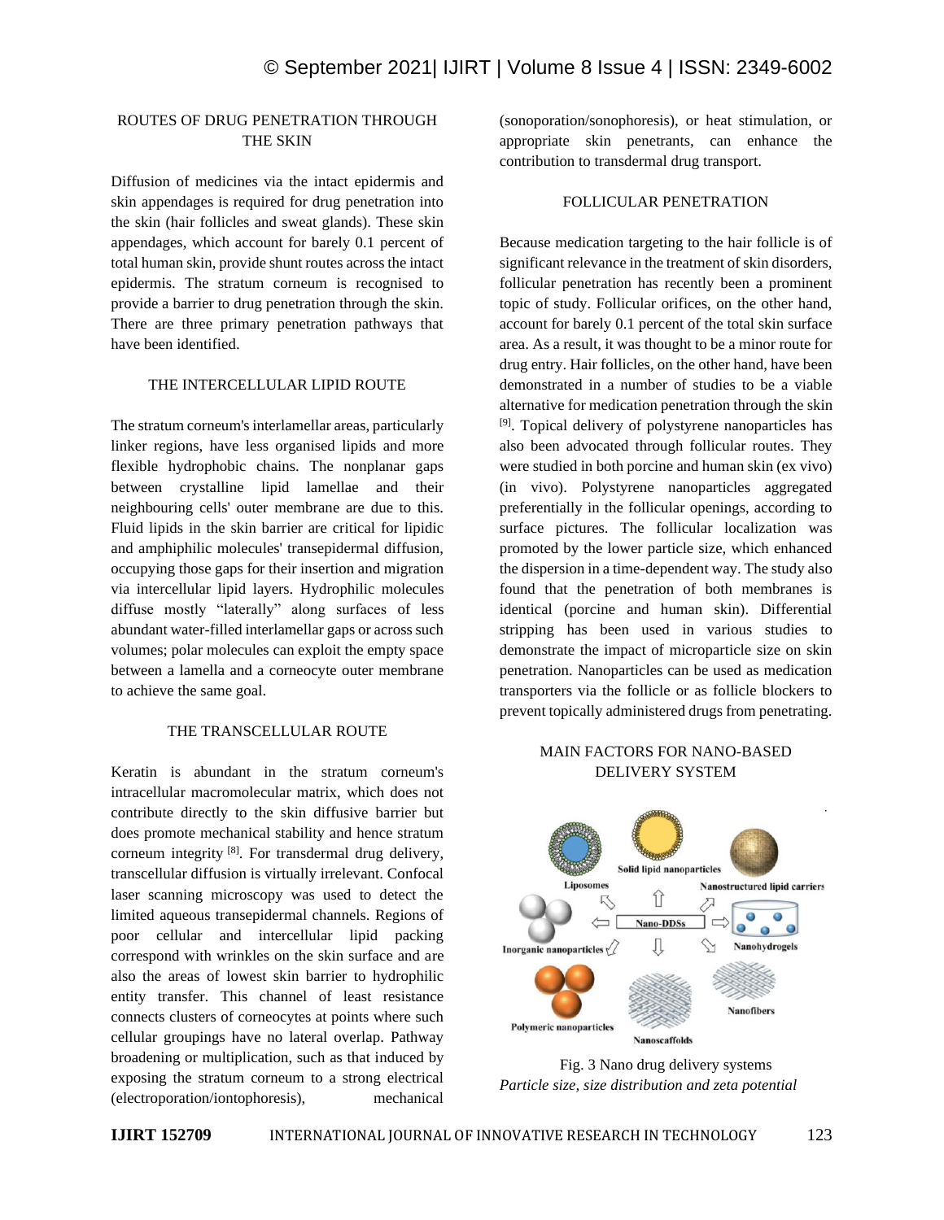## ROUTES OF DRUG PENETRATION THROUGH THE SKIN

Diffusion of medicines via the intact epidermis and skin appendages is required for drug penetration into the skin (hair follicles and sweat glands). These skin appendages, which account for barely 0.1 percent of total human skin, provide shunt routes across the intact epidermis. The stratum corneum is recognised to provide a barrier to drug penetration through the skin. There are three primary penetration pathways that have been identified.

### THE INTERCELLULAR LIPID ROUTE

The stratum corneum's interlamellar areas, particularly linker regions, have less organised lipids and more flexible hydrophobic chains. The nonplanar gaps between crystalline lipid lamellae and their neighbouring cells' outer membrane are due to this. Fluid lipids in the skin barrier are critical for lipidic and amphiphilic molecules' transepidermal diffusion, occupying those gaps for their insertion and migration via intercellular lipid layers. Hydrophilic molecules diffuse mostly "laterally" along surfaces of less abundant water-filled interlamellar gaps or across such volumes; polar molecules can exploit the empty space between a lamella and a corneocyte outer membrane to achieve the same goal.

### THE TRANSCELLULAR ROUTE

Keratin is abundant in the stratum corneum's intracellular macromolecular matrix, which does not contribute directly to the skin diffusive barrier but does promote mechanical stability and hence stratum corneum integrity [8]. For transdermal drug delivery, transcellular diffusion is virtually irrelevant. Confocal laser scanning microscopy was used to detect the limited aqueous transepidermal channels. Regions of poor cellular and intercellular lipid packing correspond with wrinkles on the skin surface and are also the areas of lowest skin barrier to hydrophilic entity transfer. This channel of least resistance connects clusters of corneocytes at points where such cellular groupings have no lateral overlap. Pathway broadening or multiplication, such as that induced by exposing the stratum corneum to a strong electrical (electroporation/iontophoresis), mechanical (sonoporation/sonophoresis), or heat stimulation, or appropriate skin penetrants, can enhance the contribution to transdermal drug transport.

### FOLLICULAR PENETRATION

Because medication targeting to the hair follicle is of significant relevance in the treatment of skin disorders, follicular penetration has recently been a prominent topic of study. Follicular orifices, on the other hand, account for barely 0.1 percent of the total skin surface area. As a result, it was thought to be a minor route for drug entry. Hair follicles, on the other hand, have been demonstrated in a number of studies to be a viable alternative for medication penetration through the skin [9]. Topical delivery of polystyrene nanoparticles has also been advocated through follicular routes. They were studied in both porcine and human skin (ex vivo) (in vivo). Polystyrene nanoparticles aggregated preferentially in the follicular openings, according to surface pictures. The follicular localization was promoted by the lower particle size, which enhanced the dispersion in a time-dependent way. The study also found that the penetration of both membranes is identical (porcine and human skin). Differential stripping has been used in various studies to demonstrate the impact of microparticle size on skin penetration. Nanoparticles can be used as medication transporters via the follicle or as follicle blockers to prevent topically administered drugs from penetrating.

## MAIN FACTORS FOR NANO-BASED DELIVERY SYSTEM

Fig. 3 Nano drug delivery systems

*Particle size, size distribution and zeta potential*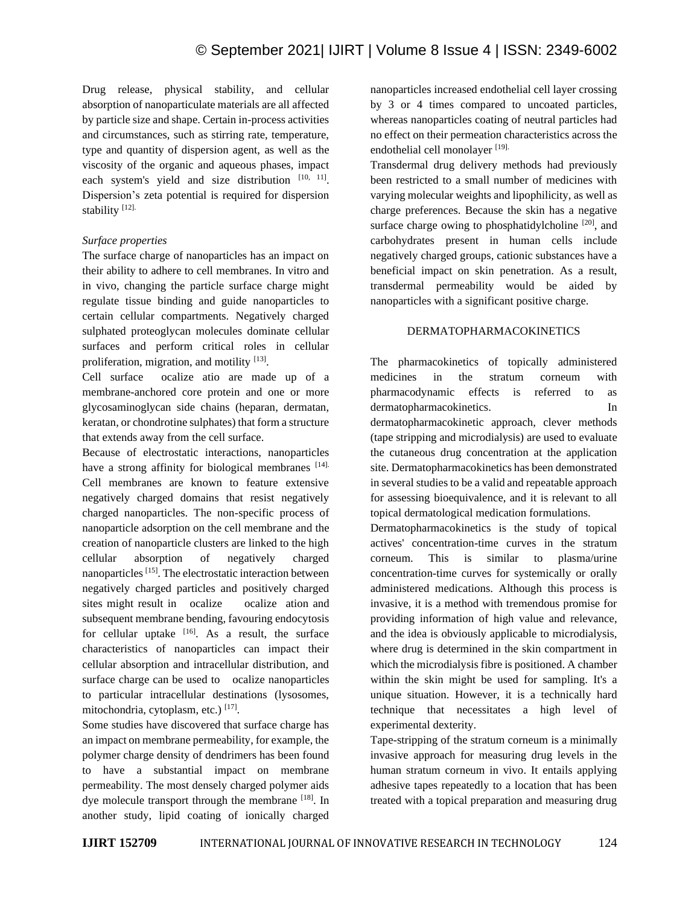Drug release, physical stability, and cellular absorption of nanoparticulate materials are all affected by particle size and shape. Certain in-process activities and circumstances, such as stirring rate, temperature, type and quantity of dispersion agent, as well as the viscosity of the organic and aqueous phases, impact each system's yield and size distribution [10, 11]. Dispersion's zeta potential is required for dispersion stability [12].

*Surface properties*

The surface charge of nanoparticles has an impact on their ability to adhere to cell membranes. In vitro and in vivo, changing the particle surface charge might regulate tissue binding and guide nanoparticles to certain cellular compartments. Negatively charged sulphated proteoglycan molecules dominate cellular surfaces and perform critical roles in cellular proliferation, migration, and motility [13].

Cell surface ocalize atio are made up of a membrane-anchored core protein and one or more glycosaminoglycan side chains (heparan, dermatan, keratan, or chondrotine sulphates) that form a structure that extends away from the cell surface.

Because of electrostatic interactions, nanoparticles have a strong affinity for biological membranes [14]. Cell membranes are known to feature extensive negatively charged domains that resist negatively charged nanoparticles. The non-specific process of nanoparticle adsorption on the cell membrane and the creation of nanoparticle clusters are linked to the high cellular absorption of negatively charged nanoparticles [15]. The electrostatic interaction between negatively charged particles and positively charged sites might result in ocalize ocalize ation and subsequent membrane bending, favouring endocytosis for cellular uptake [16]. As a result, the surface characteristics of nanoparticles can impact their cellular absorption and intracellular distribution, and surface charge can be used to ocalize nanoparticles to particular intracellular destinations (lysosomes, mitochondria, cytoplasm, etc.) [17].

Some studies have discovered that surface charge has an impact on membrane permeability, for example, the polymer charge density of dendrimers has been found to have a substantial impact on membrane permeability. The most densely charged polymer aids dye molecule transport through the membrane [18]. In another study, lipid coating of ionically charged nanoparticles increased endothelial cell layer crossing by 3 or 4 times compared to uncoated particles, whereas nanoparticles coating of neutral particles had no effect on their permeation characteristics across the endothelial cell monolayer [19].

Transdermal drug delivery methods had previously been restricted to a small number of medicines with varying molecular weights and lipophilicity, as well as charge preferences. Because the skin has a negative surface charge owing to phosphatidylcholine [20], and carbohydrates present in human cells include negatively charged groups, cationic substances have a beneficial impact on skin penetration. As a result, transdermal permeability would be aided by nanoparticles with a significant positive charge.

## DERMATOPHARMACOKINETICS

The pharmacokinetics of topically administered medicines in the stratum corneum with pharmacodynamic effects is referred to as dermatopharmacokinetics. In dermatopharmacokinetic approach, clever methods (tape stripping and microdialysis) are used to evaluate the cutaneous drug concentration at the application site. Dermatopharmacokinetics has been demonstrated in several studies to be a valid and repeatable approach for assessing bioequivalence, and it is relevant to all topical dermatological medication formulations.

Dermatopharmacokinetics is the study of topical actives' concentration-time curves in the stratum corneum. This is similar to plasma/urine concentration-time curves for systemically or orally administered medications. Although this process is invasive, it is a method with tremendous promise for providing information of high value and relevance, and the idea is obviously applicable to microdialysis, where drug is determined in the skin compartment in which the microdialysis fibre is positioned. A chamber within the skin might be used for sampling. It's a unique situation. However, it is a technically hard technique that necessitates a high level of experimental dexterity.

Tape-stripping of the stratum corneum is a minimally invasive approach for measuring drug levels in the human stratum corneum in vivo. It entails applying adhesive tapes repeatedly to a location that has been treated with a topical preparation and measuring drug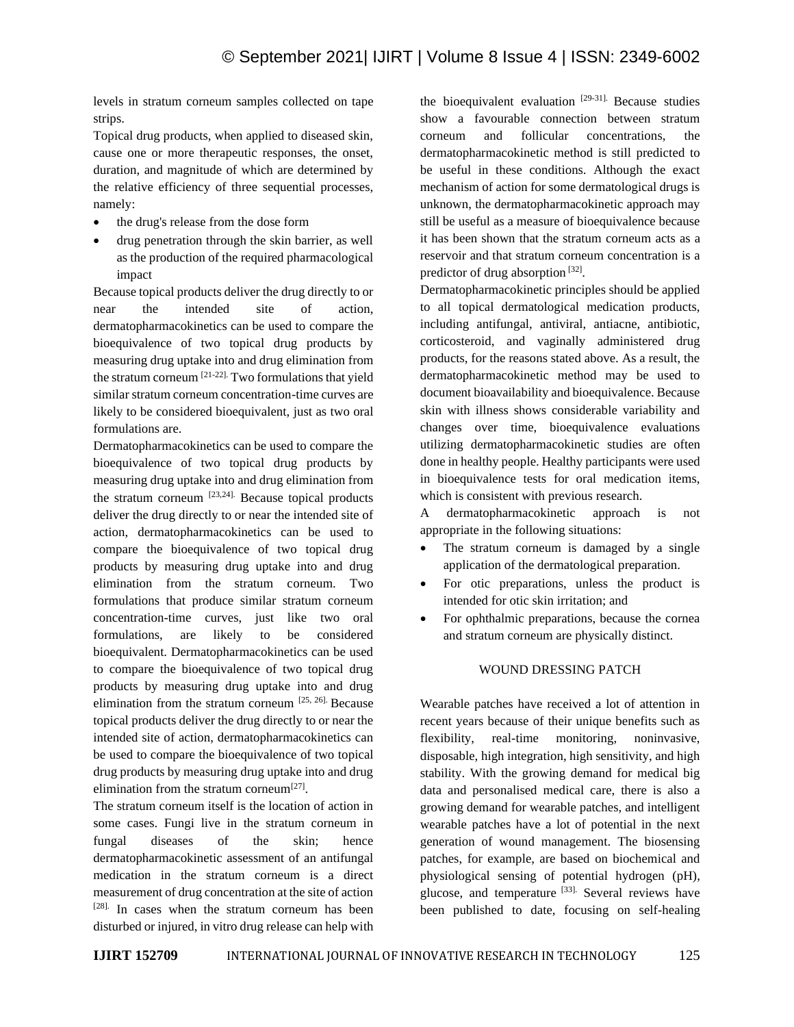levels in stratum corneum samples collected on tape strips.

Topical drug products, when applied to diseased skin, cause one or more therapeutic responses, the onset, duration, and magnitude of which are determined by the relative efficiency of three sequential processes, namely:

- the drug's release from the dose form
- drug penetration through the skin barrier, as well as the production of the required pharmacological impact

Because topical products deliver the drug directly to or near the intended site of action, dermatopharmacokinetics can be used to compare the bioequivalence of two topical drug products by measuring drug uptake into and drug elimination from the stratum corneum [21-22]. Two formulations that yield similar stratum corneum concentration-time curves are likely to be considered bioequivalent, just as two oral formulations are.

Dermatopharmacokinetics can be used to compare the bioequivalence of two topical drug products by measuring drug uptake into and drug elimination from the stratum corneum [23,24]. Because topical products deliver the drug directly to or near the intended site of action, dermatopharmacokinetics can be used to compare the bioequivalence of two topical drug products by measuring drug uptake into and drug elimination from the stratum corneum. Two formulations that produce similar stratum corneum concentration-time curves, just like two oral formulations, are likely to be considered bioequivalent. Dermatopharmacokinetics can be used to compare the bioequivalence of two topical drug products by measuring drug uptake into and drug elimination from the stratum corneum [25, 26]. Because topical products deliver the drug directly to or near the intended site of action, dermatopharmacokinetics can be used to compare the bioequivalence of two topical drug products by measuring drug uptake into and drug elimination from the stratum corneum[27].

The stratum corneum itself is the location of action in some cases. Fungi live in the stratum corneum in fungal diseases of the skin; hence dermatopharmacokinetic assessment of an antifungal medication in the stratum corneum is a direct measurement of drug concentration at the site of action [28]. In cases when the stratum corneum has been disturbed or injured, in vitro drug release can help with the bioequivalent evaluation [29-31]. Because studies show a favourable connection between stratum corneum and follicular concentrations, the dermatopharmacokinetic method is still predicted to be useful in these conditions. Although the exact mechanism of action for some dermatological drugs is unknown, the dermatopharmacokinetic approach may still be useful as a measure of bioequivalence because it has been shown that the stratum corneum acts as a reservoir and that stratum corneum concentration is a predictor of drug absorption [32].

Dermatopharmacokinetic principles should be applied to all topical dermatological medication products, including antifungal, antiviral, antiacne, antibiotic, corticosteroid, and vaginally administered drug products, for the reasons stated above. As a result, the dermatopharmacokinetic method may be used to document bioavailability and bioequivalence. Because skin with illness shows considerable variability and changes over time, bioequivalence evaluations utilizing dermatopharmacokinetic studies are often done in healthy people. Healthy participants were used in bioequivalence tests for oral medication items, which is consistent with previous research.

A dermatopharmacokinetic approach is not appropriate in the following situations:

- The stratum corneum is damaged by a single application of the dermatological preparation.
- For otic preparations, unless the product is intended for otic skin irritation; and
- For ophthalmic preparations, because the cornea and stratum corneum are physically distinct.

## WOUND DRESSING PATCH

Wearable patches have received a lot of attention in recent years because of their unique benefits such as flexibility, real-time monitoring, noninvasive, disposable, high integration, high sensitivity, and high stability. With the growing demand for medical big data and personalised medical care, there is also a growing demand for wearable patches, and intelligent wearable patches have a lot of potential in the next generation of wound management. The biosensing patches, for example, are based on biochemical and physiological sensing of potential hydrogen (pH), glucose, and temperature [33]. Several reviews have been published to date, focusing on self-healing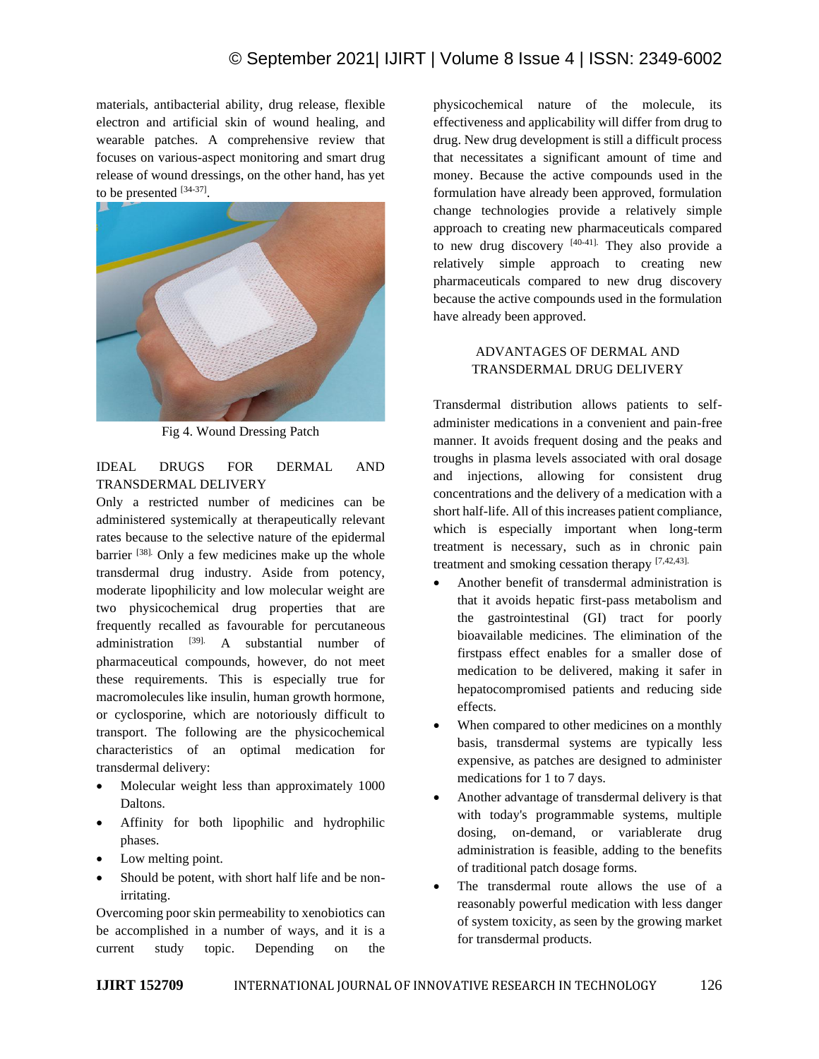materials, antibacterial ability, drug release, flexible electron and artificial skin of wound healing, and wearable patches. A comprehensive review that focuses on various-aspect monitoring and smart drug release of wound dressings, on the other hand, has yet to be presented [34-37].

Fig 4. Wound Dressing Patch

## IDEAL DRUGS FOR DERMAL AND TRANSDERMAL DELIVERY

Only a restricted number of medicines can be administered systemically at therapeutically relevant rates because to the selective nature of the epidermal barrier [38]. Only a few medicines make up the whole transdermal drug industry. Aside from potency, moderate lipophilicity and low molecular weight are two physicochemical drug properties that are frequently recalled as favourable for percutaneous administration [39]. A substantial number of pharmaceutical compounds, however, do not meet these requirements. This is especially true for macromolecules like insulin, human growth hormone, or cyclosporine, which are notoriously difficult to transport. The following are the physicochemical characteristics of an optimal medication for transdermal delivery:

- Molecular weight less than approximately 1000 Daltons.
- Affinity for both lipophilic and hydrophilic phases.
- Low melting point.
- Should be potent, with short half life and be non-irritating.

Overcoming poor skin permeability to xenobiotics can be accomplished in a number of ways, and it is a current study topic. Depending on the physicochemical nature of the molecule, its effectiveness and applicability will differ from drug to drug. New drug development is still a difficult process that necessitates a significant amount of time and money. Because the active compounds used in the formulation have already been approved, formulation change technologies provide a relatively simple approach to creating new pharmaceuticals compared to new drug discovery [40-41]. They also provide a relatively simple approach to creating new pharmaceuticals compared to new drug discovery because the active compounds used in the formulation have already been approved.

## ADVANTAGES OF DERMAL AND TRANSDERMAL DRUG DELIVERY

Transdermal distribution allows patients to self-administer medications in a convenient and pain-free manner. It avoids frequent dosing and the peaks and troughs in plasma levels associated with oral dosage and injections, allowing for consistent drug concentrations and the delivery of a medication with a short half-life. All of this increases patient compliance, which is especially important when long-term treatment is necessary, such as in chronic pain treatment and smoking cessation therapy [7,42,43].

- Another benefit of transdermal administration is that it avoids hepatic first-pass metabolism and the gastrointestinal (GI) tract for poorly bioavailable medicines. The elimination of the firstpass effect enables for a smaller dose of medication to be delivered, making it safer in hepatocompromised patients and reducing side effects.
- When compared to other medicines on a monthly basis, transdermal systems are typically less expensive, as patches are designed to administer medications for 1 to 7 days.
- Another advantage of transdermal delivery is that with today's programmable systems, multiple dosing, on-demand, or variablerate drug administration is feasible, adding to the benefits of traditional patch dosage forms.
- The transdermal route allows the use of a reasonably powerful medication with less danger of system toxicity, as seen by the growing market for transdermal products.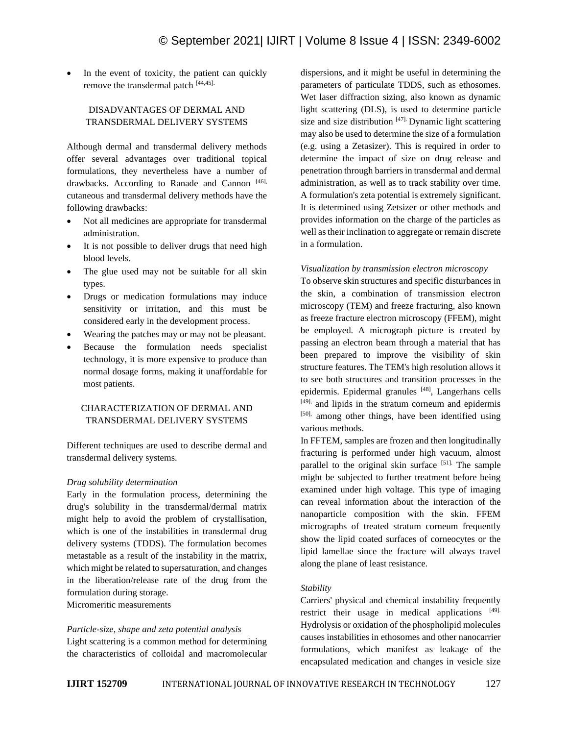- In the event of toxicity, the patient can quickly remove the transdermal patch [44,45].

## DISADVANTAGES OF DERMAL AND TRANSDERMAL DELIVERY SYSTEMS

Although dermal and transdermal delivery methods offer several advantages over traditional topical formulations, they nevertheless have a number of drawbacks. According to Ranade and Cannon [46], cutaneous and transdermal delivery methods have the following drawbacks:

- Not all medicines are appropriate for transdermal administration.
- It is not possible to deliver drugs that need high blood levels.
- The glue used may not be suitable for all skin types.
- Drugs or medication formulations may induce sensitivity or irritation, and this must be considered early in the development process.
- Wearing the patches may or may not be pleasant.
- Because the formulation needs specialist technology, it is more expensive to produce than normal dosage forms, making it unaffordable for most patients.

## CHARACTERIZATION OF DERMAL AND TRANSDERMAL DELIVERY SYSTEMS

Different techniques are used to describe dermal and transdermal delivery systems.

*Drug solubility determination*

Early in the formulation process, determining the drug's solubility in the transdermal/dermal matrix might help to avoid the problem of crystallisation, which is one of the instabilities in transdermal drug delivery systems (TDDS). The formulation becomes metastable as a result of the instability in the matrix, which might be related to supersaturation, and changes in the liberation/release rate of the drug from the formulation during storage.

Micromeritic measurements

*Particle-size, shape and zeta potential analysis*

Light scattering is a common method for determining the characteristics of colloidal and macromolecular dispersions, and it might be useful in determining the parameters of particulate TDDS, such as ethosomes. Wet laser diffraction sizing, also known as dynamic light scattering (DLS), is used to determine particle size and size distribution [47]. Dynamic light scattering may also be used to determine the size of a formulation (e.g. using a Zetasizer). This is required in order to determine the impact of size on drug release and penetration through barriers in transdermal and dermal administration, as well as to track stability over time. A formulation's zeta potential is extremely significant. It is determined using Zetsizer or other methods and provides information on the charge of the particles as well as their inclination to aggregate or remain discrete in a formulation.

*Visualization by transmission electron microscopy*

To observe skin structures and specific disturbances in the skin, a combination of transmission electron microscopy (TEM) and freeze fracturing, also known as freeze fracture electron microscopy (FFEM), might be employed. A micrograph picture is created by passing an electron beam through a material that has been prepared to improve the visibility of skin structure features. The TEM's high resolution allows it to see both structures and transition processes in the epidermis. Epidermal granules [48], Langerhans cells [49], and lipids in the stratum corneum and epidermis [50], among other things, have been identified using various methods.

In FFTEM, samples are frozen and then longitudinally fracturing is performed under high vacuum, almost parallel to the original skin surface [51]. The sample might be subjected to further treatment before being examined under high voltage. This type of imaging can reveal information about the interaction of the nanoparticle composition with the skin. FFEM micrographs of treated stratum corneum frequently show the lipid coated surfaces of corneocytes or the lipid lamellae since the fracture will always travel along the plane of least resistance.

*Stability*

Carriers' physical and chemical instability frequently restrict their usage in medical applications [49]. Hydrolysis or oxidation of the phospholipid molecules causes instabilities in ethosomes and other nanocarrier formulations, which manifest as leakage of the encapsulated medication and changes in vesicle size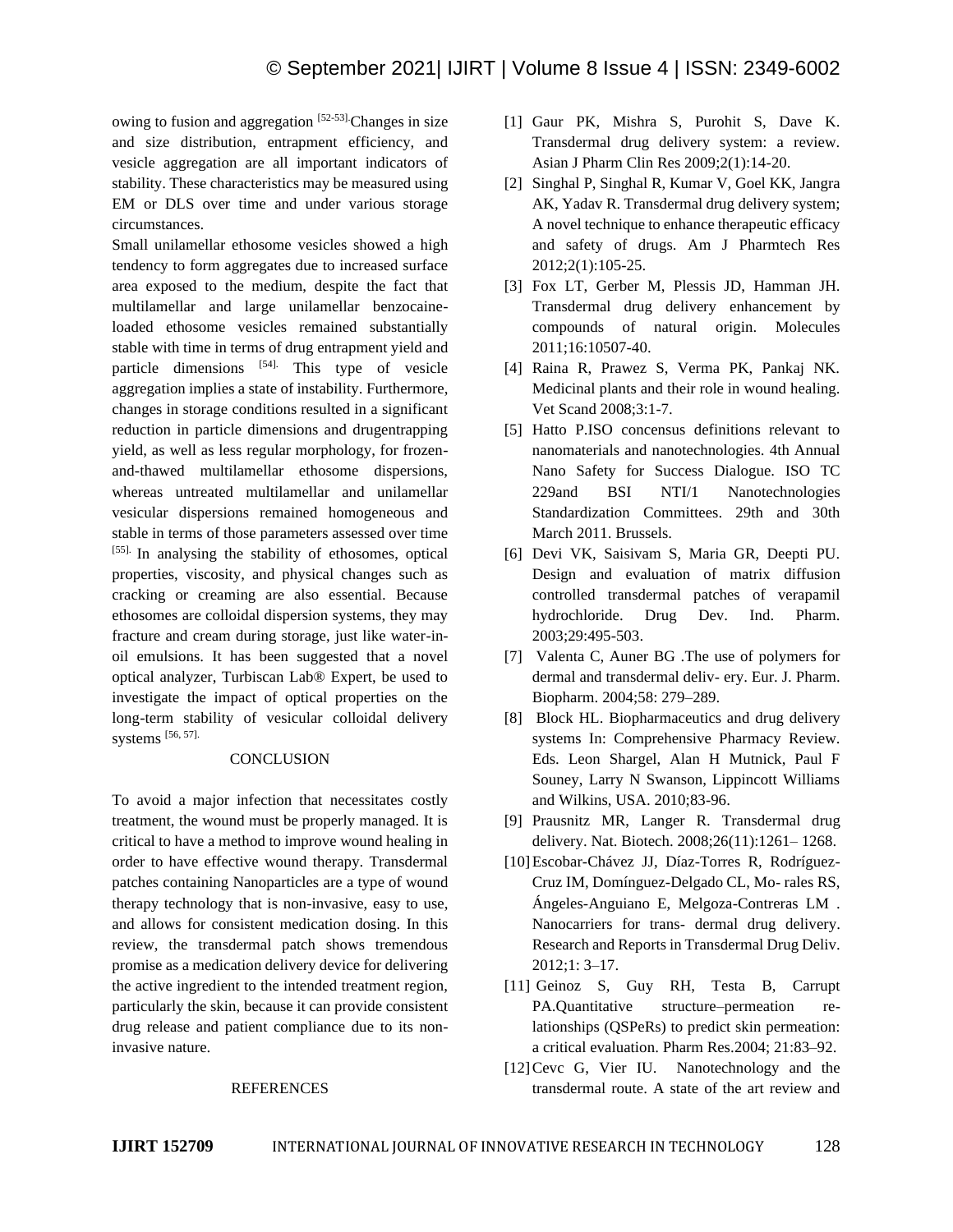owing to fusion and aggregation [52-53]. Changes in size and size distribution, entrapment efficiency, and vesicle aggregation are all important indicators of stability. These characteristics may be measured using EM or DLS over time and under various storage circumstances.

Small unilamellar ethosome vesicles showed a high tendency to form aggregates due to increased surface area exposed to the medium, despite the fact that multilamellar and large unilamellar benzocaine-loaded ethosome vesicles remained substantially stable with time in terms of drug entrapment yield and particle dimensions [54]. This type of vesicle aggregation implies a state of instability. Furthermore, changes in storage conditions resulted in a significant reduction in particle dimensions and drugentrapping yield, as well as less regular morphology, for frozen-and-thawed multilamellar ethosome dispersions, whereas untreated multilamellar and unilamellar vesicular dispersions remained homogeneous and stable in terms of those parameters assessed over time [55]. In analysing the stability of ethosomes, optical properties, viscosity, and physical changes such as cracking or creaming are also essential. Because ethosomes are colloidal dispersion systems, they may fracture and cream during storage, just like water-in-oil emulsions. It has been suggested that a novel optical analyzer, Turbiscan Lab® Expert, be used to investigate the impact of optical properties on the long-term stability of vesicular colloidal delivery systems [56, 57].

## CONCLUSION

To avoid a major infection that necessitates costly treatment, the wound must be properly managed. It is critical to have a method to improve wound healing in order to have effective wound therapy. Transdermal patches containing Nanoparticles are a type of wound therapy technology that is non-invasive, easy to use, and allows for consistent medication dosing. In this review, the transdermal patch shows tremendous promise as a medication delivery device for delivering the active ingredient to the intended treatment region, particularly the skin, because it can provide consistent drug release and patient compliance due to its non-invasive nature.

## REFERENCES

[1] Gaur PK, Mishra S, Purohit S, Dave K. Transdermal drug delivery system: a review. Asian J Pharm Clin Res 2009;2(1):14-20.

[2] Singhal P, Singhal R, Kumar V, Goel KK, Jangra AK, Yadav R. Transdermal drug delivery system; A novel technique to enhance therapeutic efficacy and safety of drugs. Am J Pharmtech Res 2012;2(1):105-25.

[3] Fox LT, Gerber M, Plessis JD, Hamman JH. Transdermal drug delivery enhancement by compounds of natural origin. Molecules 2011;16:10507-40.

[4] Raina R, Prawez S, Verma PK, Pankaj NK. Medicinal plants and their role in wound healing. Vet Scand 2008;3:1-7.

[5] Hatto P.ISO concensus definitions relevant to nanomaterials and nanotechnologies. 4th Annual Nano Safety for Success Dialogue. ISO TC 229and BSI NTI/1 Nanotechnologies Standardization Committees. 29th and 30th March 2011. Brussels.

[6] Devi VK, Saisivam S, Maria GR, Deepti PU. Design and evaluation of matrix diffusion controlled transdermal patches of verapamil hydrochloride. Drug Dev. Ind. Pharm. 2003;29:495-503.

[7] Valenta C, Auner BG .The use of polymers for dermal and transdermal deliv- ery. Eur. J. Pharm. Biopharm. 2004;58: 279–289.

[8] Block HL. Biopharmaceutics and drug delivery systems In: Comprehensive Pharmacy Review. Eds. Leon Shargel, Alan H Mutnick, Paul F Souney, Larry N Swanson, Lippincott Williams and Wilkins, USA. 2010;83-96.

[9] Prausnitz MR, Langer R. Transdermal drug delivery. Nat. Biotech. 2008;26(11):1261– 1268.

[10] Escobar-Chávez JJ, Díaz-Torres R, Rodríguez-Cruz IM, Domínguez-Delgado CL, Mo- rales RS, Ángeles-Anguiano E, Melgoza-Contreras LM . Nanocarriers for trans- dermal drug delivery. Research and Reports in Transdermal Drug Deliv. 2012;1: 3–17.

[11] Geinoz S, Guy RH, Testa B, Carrupt PA.Quantitative structure–permeation re- lationships (QSPeRs) to predict skin permeation: a critical evaluation. Pharm Res.2004; 21:83–92.

[12] Cevc G, Vier IU. Nanotechnology and the transdermal route. A state of the art review and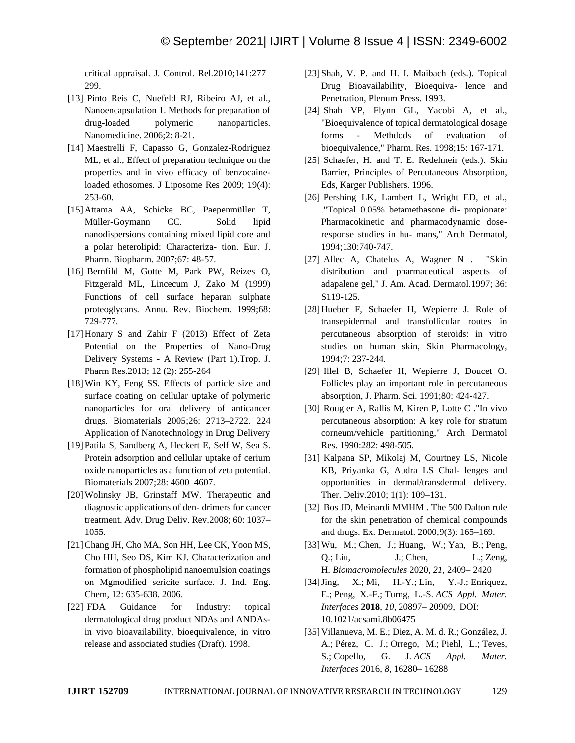critical appraisal. J. Control. Rel.2010;141:277–299.

[13] Pinto Reis C, Nuefeld RJ, Ribeiro AJ, et al., Nanoencapsulation 1. Methods for preparation of drug-loaded polymeric nanoparticles. Nanomedicine. 2006;2: 8-21.

[14] Maestrelli F, Capasso G, Gonzalez-Rodriguez ML, et al., Effect of preparation technique on the properties and in vivo efficacy of benzocaine-loaded ethosomes. J Liposome Res 2009; 19(4): 253-60.

[15] Attama AA, Schicke BC, Paepenmüller T, Müller-Goymann CC. Solid lipid nanodispersions containing mixed lipid core and a polar heterolipid: Characteriza- tion. Eur. J. Pharm. Biopharm. 2007;67: 48-57.

[16] Bernfild M, Gotte M, Park PW, Reizes O, Fitzgerald ML, Lincecum J, Zako M (1999) Functions of cell surface heparan sulphate proteoglycans. Annu. Rev. Biochem. 1999;68: 729-777.

[17] Honary S and Zahir F (2013) Effect of Zeta Potential on the Properties of Nano-Drug Delivery Systems - A Review (Part 1).Trop. J. Pharm Res.2013; 12 (2): 255-264

[18] Win KY, Feng SS. Effects of particle size and surface coating on cellular uptake of polymeric nanoparticles for oral delivery of anticancer drugs. Biomaterials 2005;26: 2713–2722. 224 Application of Nanotechnology in Drug Delivery

[19] Patila S, Sandberg A, Heckert E, Self W, Sea S. Protein adsorption and cellular uptake of cerium oxide nanoparticles as a function of zeta potential. Biomaterials 2007;28: 4600–4607.

[20] Wolinsky JB, Grinstaff MW. Therapeutic and diagnostic applications of den- drimers for cancer treatment. Adv. Drug Deliv. Rev.2008; 60: 1037–1055.

[21] Chang JH, Cho MA, Son HH, Lee CK, Yoon MS, Cho HH, Seo DS, Kim KJ. Characterization and formation of phospholipid nanoemulsion coatings on Mgmodified sericite surface. J. Ind. Eng. Chem, 12: 635-638. 2006.

[22] FDA Guidance for Industry: topical dermatological drug product NDAs and ANDAs-in vivo bioavailability, bioequivalence, in vitro release and associated studies (Draft). 1998.

[23] Shah, V. P. and H. I. Maibach (eds.). Topical Drug Bioavailability, Bioequiva- lence and Penetration, Plenum Press. 1993.

[24] Shah VP, Flynn GL, Yacobi A, et al., "Bioequivalence of topical dermatological dosage forms - Methdods of evaluation of bioequivalence," Pharm. Res. 1998;15: 167-171.

[25] Schaefer, H. and T. E. Redelmeir (eds.). Skin Barrier, Principles of Percutaneous Absorption, Eds, Karger Publishers. 1996.

[26] Pershing LK, Lambert L, Wright ED, et al., ."Topical 0.05% betamethasone di- propionate: Pharmacokinetic and pharmacodynamic dose-response studies in hu- mans," Arch Dermatol, 1994;130:740-747.

[27] Allec A, Chatelus A, Wagner N . "Skin distribution and pharmaceutical aspects of adapalene gel," J. Am. Acad. Dermatol.1997; 36: S119-125.

[28] Hueber F, Schaefer H, Wepierre J. Role of transepidermal and transfollicular routes in percutaneous absorption of steroids: in vitro studies on human skin, Skin Pharmacology, 1994;7: 237-244.

[29] Illel B, Schaefer H, Wepierre J, Doucet O. Follicles play an important role in percutaneous absorption, J. Pharm. Sci. 1991;80: 424-427.

[30] Rougier A, Rallis M, Kiren P, Lotte C ."In vivo percutaneous absorption: A key role for stratum corneum/vehicle partitioning," Arch Dermatol Res. 1990:282: 498-505.

[31] Kalpana SP, Mikolaj M, Courtney LS, Nicole KB, Priyanka G, Audra LS Chal- lenges and opportunities in dermal/transdermal delivery. Ther. Deliv.2010; 1(1): 109–131.

[32] Bos JD, Meinardi MMHM . The 500 Dalton rule for the skin penetration of chemical compounds and drugs. Ex. Dermatol. 2000;9(3): 165–169.

[33] Wu, M.; Chen, J.; Huang, W.; Yan, B.; Peng, Q.; Liu, J.; Chen, L.; Zeng, H. *Biomacromolecules* 2020, *21*, 2409– 2420

[34] Jing, X.; Mi, H.-Y.; Lin, Y.-J.; Enriquez, E.; Peng, X.-F.; Turng, L.-S. *ACS Appl. Mater. Interfaces* **2018**, *10*, 20897– 20909, DOI: 10.1021/acsami.8b06475

[35] Villanueva, M. E.; Diez, A. M. d. R.; González, J. A.; Pérez, C. J.; Orrego, M.; Piehl, L.; Teves, S.; Copello, G. J. *ACS Appl. Mater. Interfaces* 2016, *8*, 16280– 16288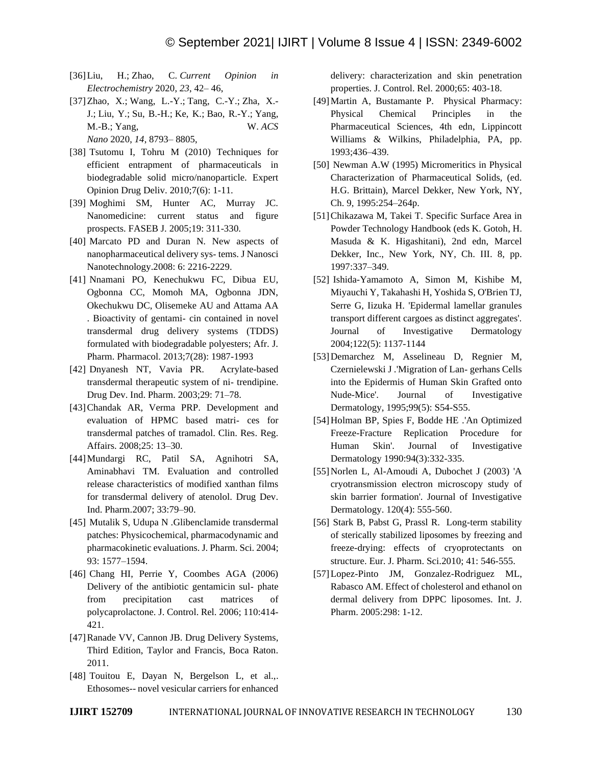[36] Liu, H.; Zhao, C. *Current Opinion in Electrochemistry* 2020, *23*, 42– 46,

[37] Zhao, X.; Wang, L.-Y.; Tang, C.-Y.; Zha, X.-J.; Liu, Y.; Su, B.-H.; Ke, K.; Bao, R.-Y.; Yang, M.-B.; Yang, W. *ACS Nano* 2020, *14*, 8793– 8805,

[38] Tsutomu I, Tohru M (2010) Techniques for efficient entrapment of pharmaceuticals in biodegradable solid micro/nanoparticle. Expert Opinion Drug Deliv. 2010;7(6): 1-11.

[39] Moghimi SM, Hunter AC, Murray JC. Nanomedicine: current status and figure prospects. FASEB J. 2005;19: 311-330.

[40] Marcato PD and Duran N. New aspects of nanopharmaceutical delivery sys- tems. J Nanosci Nanotechnology.2008: 6: 2216-2229.

[41] Nnamani PO, Kenechukwu FC, Dibua EU, Ogbonna CC, Momoh MA, Ogbonna JDN, Okechukwu DC, Olisemeke AU and Attama AA . Bioactivity of gentami- cin contained in novel transdermal drug delivery systems (TDDS) formulated with biodegradable polyesters; Afr. J. Pharm. Pharmacol. 2013;7(28): 1987-1993

[42] Dnyanesh NT, Vavia PR. Acrylate-based transdermal therapeutic system of ni- trendipine. Drug Dev. Ind. Pharm. 2003;29: 71–78.

[43] Chandak AR, Verma PRP. Development and evaluation of HPMC based matri- ces for transdermal patches of tramadol. Clin. Res. Reg. Affairs. 2008;25: 13–30.

[44] Mundargi RC, Patil SA, Agnihotri SA, Aminabhavi TM. Evaluation and controlled release characteristics of modified xanthan films for transdermal delivery of atenolol. Drug Dev. Ind. Pharm.2007; 33:79–90.

[45] Mutalik S, Udupa N .Glibenclamide transdermal patches: Physicochemical, pharmacodynamic and pharmacokinetic evaluations. J. Pharm. Sci. 2004; 93: 1577–1594.

[46] Chang HI, Perrie Y, Coombes AGA (2006) Delivery of the antibiotic gentamicin sul- phate from precipitation cast matrices of polycaprolactone. J. Control. Rel. 2006; 110:414-421.

[47] Ranade VV, Cannon JB. Drug Delivery Systems, Third Edition, Taylor and Francis, Boca Raton. 2011.

[48] Touitou E, Dayan N, Bergelson L, et al.,. Ethosomes-- novel vesicular carriers for enhanced delivery: characterization and skin penetration properties. J. Control. Rel. 2000;65: 403-18.

[49] Martin A, Bustamante P. Physical Pharmacy: Physical Chemical Principles in the Pharmaceutical Sciences, 4th edn, Lippincott Williams & Wilkins, Philadelphia, PA, pp. 1993;436–439.

[50] Newman A.W (1995) Micromeritics in Physical Characterization of Pharmaceutical Solids, (ed. H.G. Brittain), Marcel Dekker, New York, NY, Ch. 9, 1995:254–264p.

[51] Chikazawa M, Takei T. Specific Surface Area in Powder Technology Handbook (eds K. Gotoh, H. Masuda & K. Higashitani), 2nd edn, Marcel Dekker, Inc., New York, NY, Ch. III. 8, pp. 1997:337–349.

[52] Ishida-Yamamoto A, Simon M, Kishibe M, Miyauchi Y, Takahashi H, Yoshida S, O'Brien TJ, Serre G, Iizuka H. 'Epidermal lamellar granules transport different cargoes as distinct aggregates'. Journal of Investigative Dermatology 2004;122(5): 1137-1144

[53] Demarchez M, Asselineau D, Regnier M, Czernielewski J .'Migration of Lan- gerhans Cells into the Epidermis of Human Skin Grafted onto Nude-Mice'. Journal of Investigative Dermatology, 1995;99(5): S54-S55.

[54] Holman BP, Spies F, Bodde HE .'An Optimized Freeze-Fracture Replication Procedure for Human Skin'. Journal of Investigative Dermatology 1990:94(3):332-335.

[55] Norlen L, Al-Amoudi A, Dubochet J (2003) 'A cryotransmission electron microscopy study of skin barrier formation'. Journal of Investigative Dermatology. 120(4): 555-560.

[56] Stark B, Pabst G, Prassl R. Long-term stability of sterically stabilized liposomes by freezing and freeze-drying: effects of cryoprotectants on structure. Eur. J. Pharm. Sci.2010; 41: 546-555.

[57] Lopez-Pinto JM, Gonzalez-Rodriguez ML, Rabasco AM. Effect of cholesterol and ethanol on dermal delivery from DPPC liposomes. Int. J. Pharm. 2005:298: 1-12.